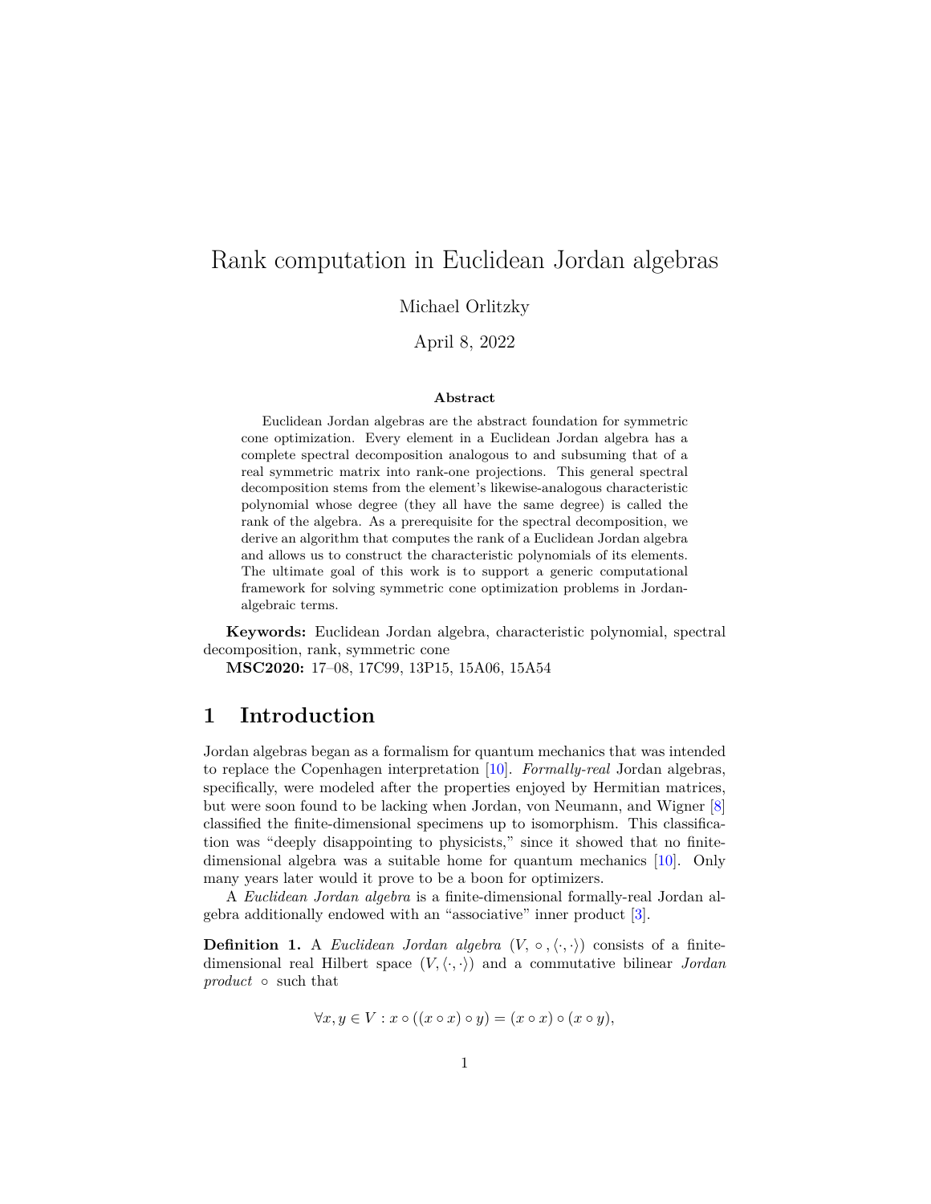# Rank computation in Euclidean Jordan algebras

Michael Orlitzky

April 8, 2022

**Abstract**

Euclidean Jordan algebras are the abstract foundation for symmetric cone optimization. Every element in a Euclidean Jordan algebra has a complete spectral decomposition analogous to and subsuming that of a real symmetric matrix into rank-one projections. This general spectral decomposition stems from the element's likewise-analogous characteristic polynomial whose degree (they all have the same degree) is called the rank of the algebra. As a prerequisite for the spectral decomposition, we derive an algorithm that computes the rank of a Euclidean Jordan algebra and allows us to construct the characteristic polynomials of its elements. The ultimate goal of this work is to support a generic computational framework for solving symmetric cone optimization problems in Jordan-algebraic terms.

**Keywords:** Euclidean Jordan algebra, characteristic polynomial, spectral decomposition, rank, symmetric cone

**MSC2020:** 17–08, 17C99, 13P15, 15A06, 15A54

## 1 Introduction

Jordan algebras began as a formalism for quantum mechanics that was intended to replace the Copenhagen interpretation [10]. *Formally-real* Jordan algebras, specifically, were modeled after the properties enjoyed by Hermitian matrices, but were soon found to be lacking when Jordan, von Neumann, and Wigner [8] classified the finite-dimensional specimens up to isomorphism. This classification was "deeply disappointing to physicists," since it showed that no finite-dimensional algebra was a suitable home for quantum mechanics [10]. Only many years later would it prove to be a boon for optimizers.

A *Euclidean Jordan algebra* is a finite-dimensional formally-real Jordan algebra additionally endowed with an "associative" inner product [3].

**Definition 1.** A *Euclidean Jordan algebra* $(V, \circ, \langle \cdot, \cdot \rangle)$ consists of a finite-dimensional real Hilbert space $(V, \langle \cdot, \cdot \rangle)$ and a commutative bilinear *Jordan product* $\circ$ such that

$$\forall x, y \in V : x \circ ((x \circ x) \circ y) = (x \circ x) \circ (x \circ y),$$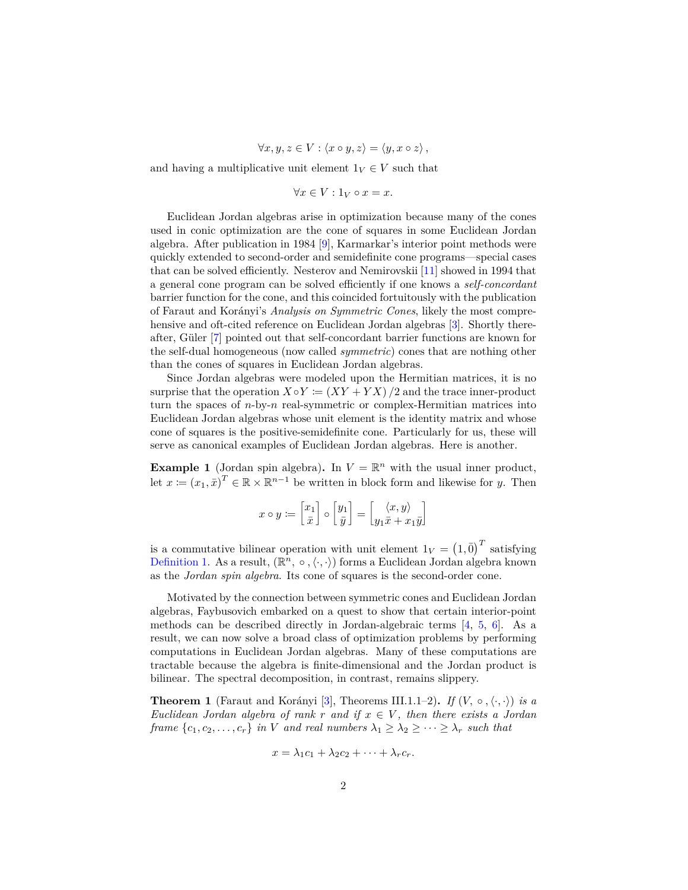$$\forall x, y, z \in V : \langle x \circ y, z \rangle = \langle y, x \circ z \rangle,$$

and having a multiplicative unit element $1_V \in V$ such that

$$\forall x \in V : 1_V \circ x = x.$$

Euclidean Jordan algebras arise in optimization because many of the cones used in conic optimization are the cone of squares in some Euclidean Jordan algebra. After publication in 1984 [9], Karmarkar's interior point methods were quickly extended to second-order and semidefinite cone programs—special cases that can be solved efficiently. Nesterov and Nemirovskii [11] showed in 1994 that a general cone program can be solved efficiently if one knows a *self-concordant* barrier function for the cone, and this coincided fortuitously with the publication of Faraut and Korányi's *Analysis on Symmetric Cones*, likely the most comprehensive and oft-cited reference on Euclidean Jordan algebras [3]. Shortly thereafter, Güler [7] pointed out that self-concordant barrier functions are known for the self-dual homogeneous (now called *symmetric*) cones that are nothing other than the cones of squares in Euclidean Jordan algebras.

Since Jordan algebras were modeled upon the Hermitian matrices, it is no surprise that the operation $X \circ Y \coloneqq (XY + YX)/2$ and the trace inner-product turn the spaces of $n$-by-$n$ real-symmetric or complex-Hermitian matrices into Euclidean Jordan algebras whose unit element is the identity matrix and whose cone of squares is the positive-semidefinite cone. Particularly for us, these will serve as canonical examples of Euclidean Jordan algebras. Here is another.

**Example 1** (Jordan spin algebra)**.** In $V = \mathbb{R}^n$ with the usual inner product, let $x \coloneqq (x_1, \bar{x})^T \in \mathbb{R} \times \mathbb{R}^{n-1}$ be written in block form and likewise for $y$. Then

$$x \circ y \coloneqq \begin{bmatrix} x_1 \\ \bar{x} \end{bmatrix} \circ \begin{bmatrix} y_1 \\ \bar{y} \end{bmatrix} = \begin{bmatrix} \langle x, y \rangle \\ y_1 \bar{x} + x_1 \bar{y} \end{bmatrix}$$

is a commutative bilinear operation with unit element $1_V = \left(1, \bar{0}\right)^T$ satisfying Definition 1. As a result, $(\mathbb{R}^n, \circ, \langle \cdot, \cdot \rangle)$ forms a Euclidean Jordan algebra known as the *Jordan spin algebra*. Its cone of squares is the second-order cone.

Motivated by the connection between symmetric cones and Euclidean Jordan algebras, Faybusovich embarked on a quest to show that certain interior-point methods can be described directly in Jordan-algebraic terms [4, 5, 6]. As a result, we can now solve a broad class of optimization problems by performing computations in Euclidean Jordan algebras. Many of these computations are tractable because the algebra is finite-dimensional and the Jordan product is bilinear. The spectral decomposition, in contrast, remains slippery.

**Theorem 1** (Faraut and Korányi [3], Theorems III.1.1–2)**.** *If $(V, \circ, \langle \cdot, \cdot \rangle)$ is a Euclidean Jordan algebra of rank $r$ and if $x \in V$, then there exists a Jordan frame $\{c_1, c_2, \ldots, c_r\}$ in $V$ and real numbers $\lambda_1 \geq \lambda_2 \geq \cdots \geq \lambda_r$ such that*

$$x = \lambda_1 c_1 + \lambda_2 c_2 + \cdots + \lambda_r c_r.$$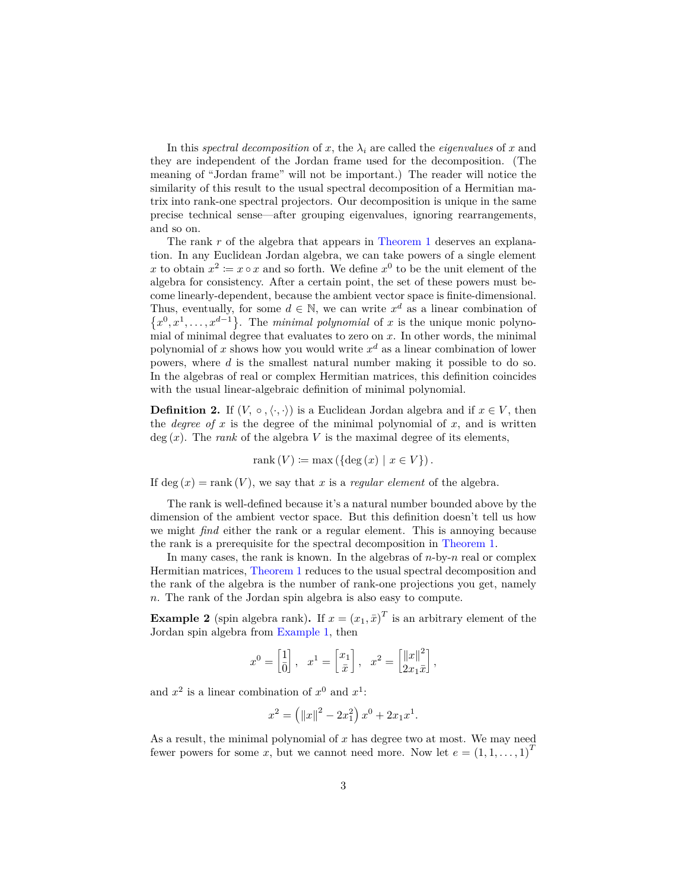In this *spectral decomposition* of $x$, the $\lambda_i$ are called the *eigenvalues* of $x$ and they are independent of the Jordan frame used for the decomposition. (The meaning of "Jordan frame" will not be important.) The reader will notice the similarity of this result to the usual spectral decomposition of a Hermitian matrix into rank-one spectral projectors. Our decomposition is unique in the same precise technical sense—after grouping eigenvalues, ignoring rearrangements, and so on.

The rank $r$ of the algebra that appears in Theorem 1 deserves an explanation. In any Euclidean Jordan algebra, we can take powers of a single element $x$ to obtain $x^2 := x \circ x$ and so forth. We define $x^0$ to be the unit element of the algebra for consistency. After a certain point, the set of these powers must become linearly-dependent, because the ambient vector space is finite-dimensional. Thus, eventually, for some $d \in \mathbb{N}$, we can write $x^d$ as a linear combination of $\left\{x^0, x^1, \ldots, x^{d-1}\right\}$. The *minimal polynomial* of $x$ is the unique monic polynomial of minimal degree that evaluates to zero on $x$. In other words, the minimal polynomial of $x$ shows how you would write $x^d$ as a linear combination of lower powers, where $d$ is the smallest natural number making it possible to do so. In the algebras of real or complex Hermitian matrices, this definition coincides with the usual linear-algebraic definition of minimal polynomial.

**Definition 2.** If $(V, \circ, \langle\cdot,\cdot\rangle)$ is a Euclidean Jordan algebra and if $x \in V$, then the *degree of* $x$ is the degree of the minimal polynomial of $x$, and is written $\deg(x)$. The *rank* of the algebra $V$ is the maximal degree of its elements,

$$\operatorname{rank}(V) := \max\left(\left\{\deg(x) \mid x \in V\right\}\right).$$

If $\deg(x) = \operatorname{rank}(V)$, we say that $x$ is a *regular element* of the algebra.

The rank is well-defined because it's a natural number bounded above by the dimension of the ambient vector space. But this definition doesn't tell us how we might *find* either the rank or a regular element. This is annoying because the rank is a prerequisite for the spectral decomposition in Theorem 1.

In many cases, the rank is known. In the algebras of $n$-by-$n$ real or complex Hermitian matrices, Theorem 1 reduces to the usual spectral decomposition and the rank of the algebra is the number of rank-one projections you get, namely $n$. The rank of the Jordan spin algebra is also easy to compute.

**Example 2** (spin algebra rank)**.** If $x = (x_1, \bar{x})^T$ is an arbitrary element of the Jordan spin algebra from Example 1, then

$$x^0 = \begin{bmatrix} 1 \\ \bar{0} \end{bmatrix}, \quad x^1 = \begin{bmatrix} x_1 \\ \bar{x} \end{bmatrix}, \quad x^2 = \begin{bmatrix} \|x\|^2 \\ 2x_1\bar{x} \end{bmatrix},$$

and $x^2$ is a linear combination of $x^0$ and $x^1$:

$$x^2 = \left(\|x\|^2 - 2x_1^2\right) x^0 + 2x_1 x^1.$$

As a result, the minimal polynomial of $x$ has degree two at most. We may need fewer powers for some $x$, but we cannot need more. Now let $e = (1, 1, \ldots, 1)^T$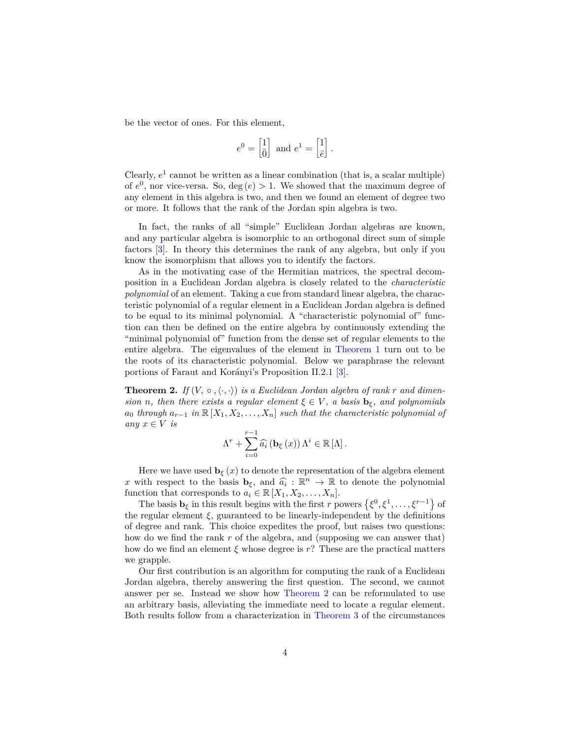be the vector of ones. For this element,

$$e^0 = \begin{bmatrix} 1 \\ \bar{0} \end{bmatrix} \text{ and } e^1 = \begin{bmatrix} 1 \\ \bar{e} \end{bmatrix}.$$

Clearly, $e^1$ cannot be written as a linear combination (that is, a scalar multiple) of $e^0$, nor vice-versa. So, $\deg(e) > 1$. We showed that the maximum degree of any element in this algebra is two, and then we found an element of degree two or more. It follows that the rank of the Jordan spin algebra is two.

In fact, the ranks of all "simple" Euclidean Jordan algebras are known, and any particular algebra is isomorphic to an orthogonal direct sum of simple factors [3]. In theory this determines the rank of any algebra, but only if you know the isomorphism that allows you to identify the factors.

As in the motivating case of the Hermitian matrices, the spectral decomposition in a Euclidean Jordan algebra is closely related to the *characteristic polynomial* of an element. Taking a cue from standard linear algebra, the characteristic polynomial of a regular element in a Euclidean Jordan algebra is defined to be equal to its minimal polynomial. A "characteristic polynomial of" function can then be defined on the entire algebra by continuously extending the "minimal polynomial of" function from the dense set of regular elements to the entire algebra. The eigenvalues of the element in Theorem 1 turn out to be the roots of its characteristic polynomial. Below we paraphrase the relevant portions of Faraut and Korányi's Proposition II.2.1 [3].

**Theorem 2.** *If $(V, \circ, \langle \cdot, \cdot \rangle)$ is a Euclidean Jordan algebra of rank $r$ and dimension $n$, then there exists a regular element $\xi \in V$, a basis $\mathbf{b}_\xi$, and polynomials $a_0$ through $a_{r-1}$ in $\mathbb{R}[X_1, X_2, \ldots, X_n]$ such that the characteristic polynomial of any $x \in V$ is*

$$\Lambda^r + \sum_{i=0}^{r-1} \widehat{a_i}(\mathbf{b}_\xi(x)) \Lambda^i \in \mathbb{R}[\Lambda].$$

Here we have used $\mathbf{b}_\xi(x)$ to denote the representation of the algebra element $x$ with respect to the basis $\mathbf{b}_\xi$, and $\widehat{a_i} : \mathbb{R}^n \to \mathbb{R}$ to denote the polynomial function that corresponds to $a_i \in \mathbb{R}[X_1, X_2, \ldots, X_n]$.

The basis $\mathbf{b}_\xi$ in this result begins with the first $r$ powers $\{\xi^0, \xi^1, \ldots, \xi^{r-1}\}$ of the regular element $\xi$, guaranteed to be linearly-independent by the definitions of degree and rank. This choice expedites the proof, but raises two questions: how do we find the rank $r$ of the algebra, and (supposing we can answer that) how do we find an element $\xi$ whose degree is $r$? These are the practical matters we grapple.

Our first contribution is an algorithm for computing the rank of a Euclidean Jordan algebra, thereby answering the first question. The second, we cannot answer per se. Instead we show how Theorem 2 can be reformulated to use an arbitrary basis, alleviating the immediate need to locate a regular element. Both results follow from a characterization in Theorem 3 of the circumstances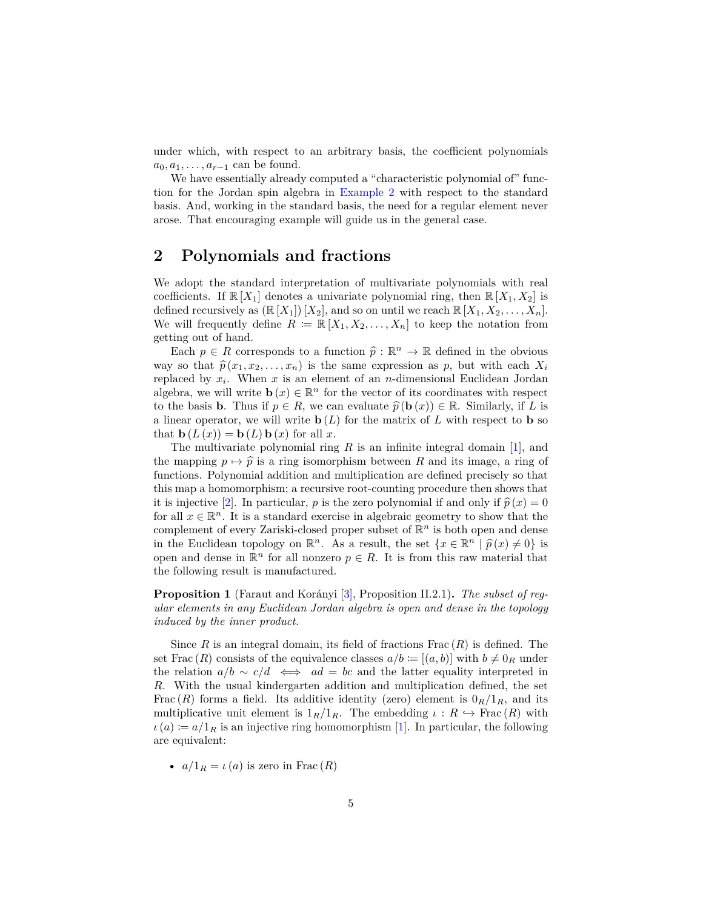under which, with respect to an arbitrary basis, the coefficient polynomials $a_0, a_1, \ldots, a_{r-1}$ can be found.

We have essentially already computed a "characteristic polynomial of" function for the Jordan spin algebra in Example 2 with respect to the standard basis. And, working in the standard basis, the need for a regular element never arose. That encouraging example will guide us in the general case.

## 2 Polynomials and fractions

We adopt the standard interpretation of multivariate polynomials with real coefficients. If $\mathbb{R}[X_1]$ denotes a univariate polynomial ring, then $\mathbb{R}[X_1, X_2]$ is defined recursively as $(\mathbb{R}[X_1])[X_2]$, and so on until we reach $\mathbb{R}[X_1, X_2, \ldots, X_n]$. We will frequently define $R \coloneqq \mathbb{R}[X_1, X_2, \ldots, X_n]$ to keep the notation from getting out of hand.

Each $p \in R$ corresponds to a function $\widehat{p} : \mathbb{R}^n \to \mathbb{R}$ defined in the obvious way so that $\widehat{p}(x_1, x_2, \ldots, x_n)$ is the same expression as $p$, but with each $X_i$ replaced by $x_i$. When $x$ is an element of an $n$-dimensional Euclidean Jordan algebra, we will write $\mathbf{b}(x) \in \mathbb{R}^n$ for the vector of its coordinates with respect to the basis $\mathbf{b}$. Thus if $p \in R$, we can evaluate $\widehat{p}(\mathbf{b}(x)) \in \mathbb{R}$. Similarly, if $L$ is a linear operator, we will write $\mathbf{b}(L)$ for the matrix of $L$ with respect to $\mathbf{b}$ so that $\mathbf{b}(L(x)) = \mathbf{b}(L)\,\mathbf{b}(x)$ for all $x$.

The multivariate polynomial ring $R$ is an infinite integral domain [1], and the mapping $p \mapsto \widehat{p}$ is a ring isomorphism between $R$ and its image, a ring of functions. Polynomial addition and multiplication are defined precisely so that this map a homomorphism; a recursive root-counting procedure then shows that it is injective [2]. In particular, $p$ is the zero polynomial if and only if $\widehat{p}(x) = 0$ for all $x \in \mathbb{R}^n$. It is a standard exercise in algebraic geometry to show that the complement of every Zariski-closed proper subset of $\mathbb{R}^n$ is both open and dense in the Euclidean topology on $\mathbb{R}^n$. As a result, the set $\{x \in \mathbb{R}^n \mid \widehat{p}(x) \neq 0\}$ is open and dense in $\mathbb{R}^n$ for all nonzero $p \in R$. It is from this raw material that the following result is manufactured.

**Proposition 1** (Faraut and Korányi [3], Proposition II.2.1)**.** *The subset of regular elements in any Euclidean Jordan algebra is open and dense in the topology induced by the inner product.*

Since $R$ is an integral domain, its field of fractions $\operatorname{Frac}(R)$ is defined. The set $\operatorname{Frac}(R)$ consists of the equivalence classes $a/b \coloneqq [(a,b)]$ with $b \neq 0_R$ under the relation $a/b \sim c/d \iff ad = bc$ and the latter equality interpreted in $R$. With the usual kindergarten addition and multiplication defined, the set $\operatorname{Frac}(R)$ forms a field. Its additive identity (zero) element is $0_R/1_R$, and its multiplicative unit element is $1_R/1_R$. The embedding $\iota : R \hookrightarrow \operatorname{Frac}(R)$ with $\iota(a) \coloneqq a/1_R$ is an injective ring homomorphism [1]. In particular, the following are equivalent:

- $a/1_R = \iota(a)$ is zero in $\operatorname{Frac}(R)$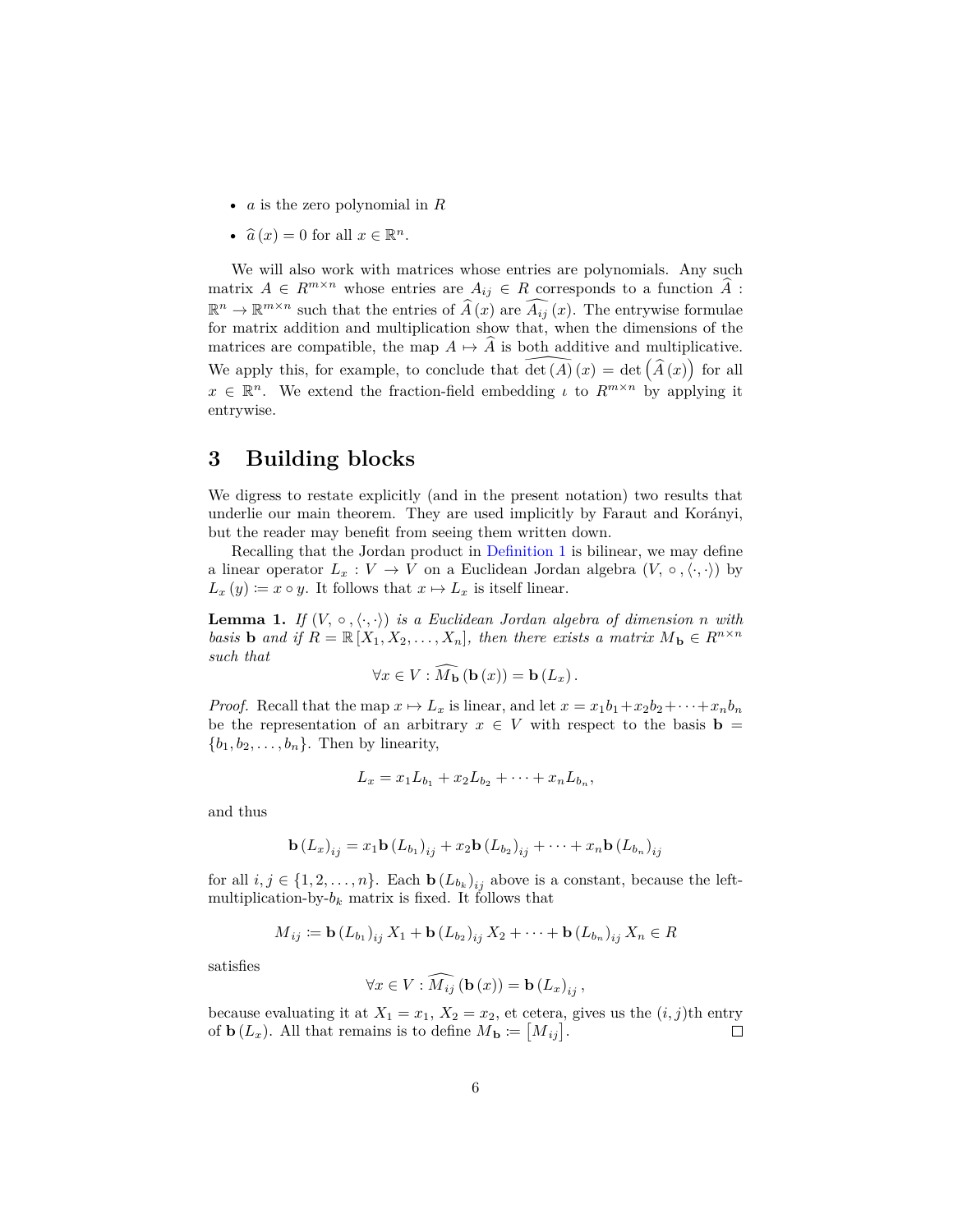- $a$ is the zero polynomial in $R$
- $\widehat{a}(x) = 0$ for all $x \in \mathbb{R}^n$.

We will also work with matrices whose entries are polynomials. Any such matrix $A \in R^{m \times n}$ whose entries are $A_{ij} \in R$ corresponds to a function $\widehat{A} : \mathbb{R}^n \to \mathbb{R}^{m \times n}$ such that the entries of $\widehat{A}(x)$ are $\widehat{A_{ij}}(x)$. The entrywise formulae for matrix addition and multiplication show that, when the dimensions of the matrices are compatible, the map $A \mapsto \widehat{A}$ is both additive and multiplicative. We apply this, for example, to conclude that $\widehat{\det(A)}(x) = \det\left(\widehat{A}(x)\right)$ for all $x \in \mathbb{R}^n$. We extend the fraction-field embedding $\iota$ to $R^{m \times n}$ by applying it entrywise.

## 3 Building blocks

We digress to restate explicitly (and in the present notation) two results that underlie our main theorem. They are used implicitly by Faraut and Korányi, but the reader may benefit from seeing them written down.

Recalling that the Jordan product in Definition 1 is bilinear, we may define a linear operator $L_x : V \to V$ on a Euclidean Jordan algebra $(V, \circ, \langle \cdot, \cdot \rangle)$ by $L_x(y) \coloneqq x \circ y$. It follows that $x \mapsto L_x$ is itself linear.

**Lemma 1.** *If $(V, \circ, \langle \cdot, \cdot \rangle)$ is a Euclidean Jordan algebra of dimension $n$ with basis $\mathbf{b}$ and if $R = \mathbb{R}[X_1, X_2, \ldots, X_n]$, then there exists a matrix $M_{\mathbf{b}} \in R^{n \times n}$ such that*

$$\forall x \in V : \widehat{M_{\mathbf{b}}}(\mathbf{b}(x)) = \mathbf{b}(L_x).$$

*Proof.* Recall that the map $x \mapsto L_x$ is linear, and let $x = x_1 b_1 + x_2 b_2 + \cdots + x_n b_n$ be the representation of an arbitrary $x \in V$ with respect to the basis $\mathbf{b} = \{b_1, b_2, \ldots, b_n\}$. Then by linearity,

$$L_x = x_1 L_{b_1} + x_2 L_{b_2} + \cdots + x_n L_{b_n},$$

and thus

$$\mathbf{b}(L_x)_{ij} = x_1 \mathbf{b}(L_{b_1})_{ij} + x_2 \mathbf{b}(L_{b_2})_{ij} + \cdots + x_n \mathbf{b}(L_{b_n})_{ij}$$

for all $i, j \in \{1, 2, \ldots, n\}$. Each $\mathbf{b}(L_{b_k})_{ij}$ above is a constant, because the left-multiplication-by-$b_k$ matrix is fixed. It follows that

$$M_{ij} \coloneqq \mathbf{b}(L_{b_1})_{ij} X_1 + \mathbf{b}(L_{b_2})_{ij} X_2 + \cdots + \mathbf{b}(L_{b_n})_{ij} X_n \in R$$

satisfies

$$\forall x \in V : \widehat{M_{ij}}(\mathbf{b}(x)) = \mathbf{b}(L_x)_{ij},$$

because evaluating it at $X_1 = x_1$, $X_2 = x_2$, et cetera, gives us the $(i, j)$th entry of $\mathbf{b}(L_x)$. All that remains is to define $M_{\mathbf{b}} \coloneqq [M_{ij}]$. $\square$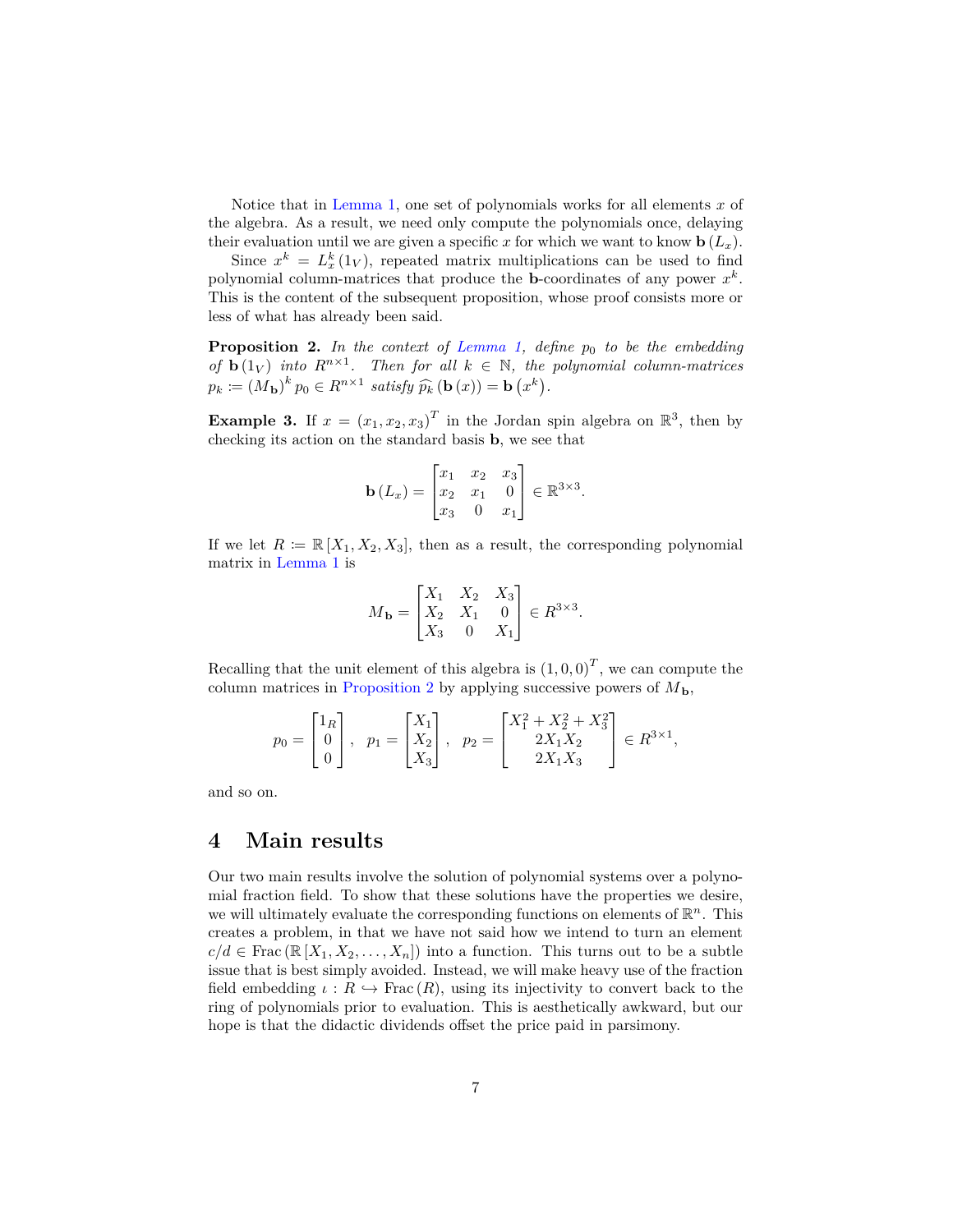Notice that in Lemma 1, one set of polynomials works for all elements $x$ of the algebra. As a result, we need only compute the polynomials once, delaying their evaluation until we are given a specific $x$ for which we want to know $\mathbf{b}(L_x)$.

Since $x^k = L_x^k(1_V)$, repeated matrix multiplications can be used to find polynomial column-matrices that produce the $\mathbf{b}$-coordinates of any power $x^k$. This is the content of the subsequent proposition, whose proof consists more or less of what has already been said.

**Proposition 2.** *In the context of Lemma 1, define $p_0$ to be the embedding of $\mathbf{b}(1_V)$ into $R^{n\times 1}$. Then for all $k \in \mathbb{N}$, the polynomial column-matrices $p_k := (M_{\mathbf{b}})^k p_0 \in R^{n\times 1}$ satisfy $\widehat{p_k}(\mathbf{b}(x)) = \mathbf{b}(x^k)$.*

**Example 3.** If $x = (x_1, x_2, x_3)^T$ in the Jordan spin algebra on $\mathbb{R}^3$, then by checking its action on the standard basis $\mathbf{b}$, we see that

$$\mathbf{b}(L_x) = \begin{bmatrix} x_1 & x_2 & x_3 \\ x_2 & x_1 & 0 \\ x_3 & 0 & x_1 \end{bmatrix} \in \mathbb{R}^{3\times 3}.$$

If we let $R := \mathbb{R}[X_1, X_2, X_3]$, then as a result, the corresponding polynomial matrix in Lemma 1 is

$$M_{\mathbf{b}} = \begin{bmatrix} X_1 & X_2 & X_3 \\ X_2 & X_1 & 0 \\ X_3 & 0 & X_1 \end{bmatrix} \in R^{3\times 3}.$$

Recalling that the unit element of this algebra is $(1, 0, 0)^T$, we can compute the column matrices in Proposition 2 by applying successive powers of $M_{\mathbf{b}}$,

$$p_0 = \begin{bmatrix} 1_R \\ 0 \\ 0 \end{bmatrix}, \quad p_1 = \begin{bmatrix} X_1 \\ X_2 \\ X_3 \end{bmatrix}, \quad p_2 = \begin{bmatrix} X_1^2 + X_2^2 + X_3^2 \\ 2X_1X_2 \\ 2X_1X_3 \end{bmatrix} \in R^{3\times 1},$$

and so on.

## 4 Main results

Our two main results involve the solution of polynomial systems over a polynomial fraction field. To show that these solutions have the properties we desire, we will ultimately evaluate the corresponding functions on elements of $\mathbb{R}^n$. This creates a problem, in that we have not said how we intend to turn an element $c/d \in \operatorname{Frac}(\mathbb{R}[X_1, X_2, \ldots, X_n])$ into a function. This turns out to be a subtle issue that is best simply avoided. Instead, we will make heavy use of the fraction field embedding $\iota : R \hookrightarrow \operatorname{Frac}(R)$, using its injectivity to convert back to the ring of polynomials prior to evaluation. This is aesthetically awkward, but our hope is that the didactic dividends offset the price paid in parsimony.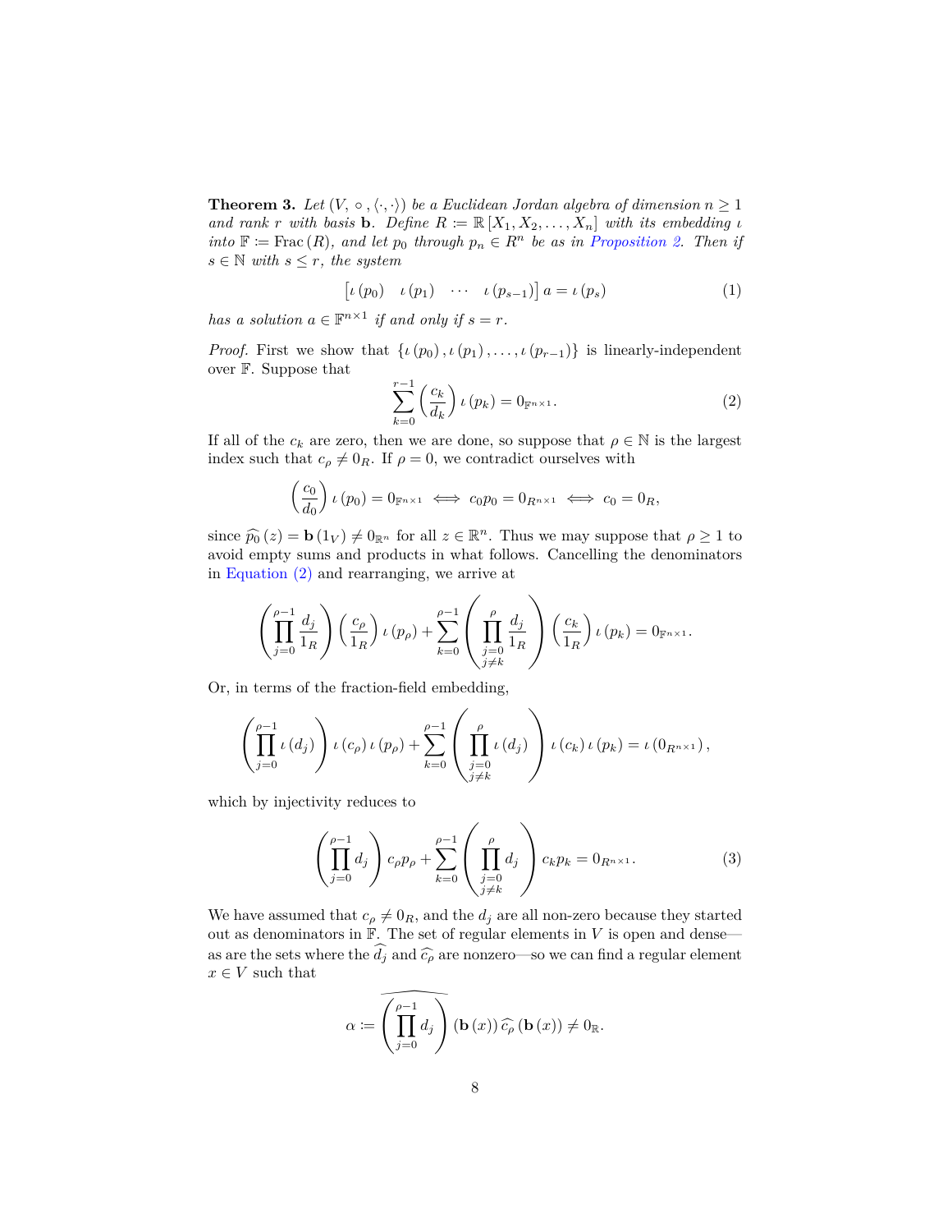**Theorem 3.** *Let $(V, \circ, \langle\cdot,\cdot\rangle)$ be a Euclidean Jordan algebra of dimension $n \geq 1$ and rank $r$ with basis $\mathbf{b}$. Define $R \coloneqq \mathbb{R}[X_1, X_2, \ldots, X_n]$ with its embedding $\iota$ into $\mathbb{F} \coloneqq \operatorname{Frac}(R)$, and let $p_0$ through $p_n \in R^n$ be as in Proposition 2. Then if $s \in \mathbb{N}$ with $s \leq r$, the system*

$$\begin{bmatrix} \iota(p_0) & \iota(p_1) & \cdots & \iota(p_{s-1}) \end{bmatrix} a = \iota(p_s) \tag{1}$$

*has a solution $a \in \mathbb{F}^{n\times 1}$ if and only if $s = r$.*

*Proof.* First we show that $\{\iota(p_0), \iota(p_1), \ldots, \iota(p_{r-1})\}$ is linearly-independent over $\mathbb{F}$. Suppose that

$$\sum_{k=0}^{r-1} \left(\frac{c_k}{d_k}\right) \iota(p_k) = 0_{\mathbb{F}^{n\times 1}}. \tag{2}$$

If all of the $c_k$ are zero, then we are done, so suppose that $\rho \in \mathbb{N}$ is the largest index such that $c_\rho \neq 0_R$. If $\rho = 0$, we contradict ourselves with

$$\left(\frac{c_0}{d_0}\right) \iota(p_0) = 0_{\mathbb{F}^{n\times 1}} \iff c_0 p_0 = 0_{R^{n\times 1}} \iff c_0 = 0_R,$$

since $\widehat{p_0}(z) = \mathbf{b}(1_V) \neq 0_{\mathbb{R}^n}$ for all $z \in \mathbb{R}^n$. Thus we may suppose that $\rho \geq 1$ to avoid empty sums and products in what follows. Cancelling the denominators in Equation (2) and rearranging, we arrive at

$$\left(\prod_{j=0}^{\rho-1} \frac{d_j}{1_R}\right) \left(\frac{c_\rho}{1_R}\right) \iota(p_\rho) + \sum_{k=0}^{\rho-1} \left(\prod_{\substack{j=0 \\ j\neq k}}^{\rho} \frac{d_j}{1_R}\right) \left(\frac{c_k}{1_R}\right) \iota(p_k) = 0_{\mathbb{F}^{n\times 1}}.$$

Or, in terms of the fraction-field embedding,

$$\left(\prod_{j=0}^{\rho-1} \iota(d_j)\right) \iota(c_\rho)\, \iota(p_\rho) + \sum_{k=0}^{\rho-1} \left(\prod_{\substack{j=0 \\ j\neq k}}^{\rho} \iota(d_j)\right) \iota(c_k)\, \iota(p_k) = \iota\left(0_{R^{n\times 1}}\right),$$

which by injectivity reduces to

$$\left(\prod_{j=0}^{\rho-1} d_j\right) c_\rho p_\rho + \sum_{k=0}^{\rho-1} \left(\prod_{\substack{j=0 \\ j\neq k}}^{\rho} d_j\right) c_k p_k = 0_{R^{n\times 1}}. \tag{3}$$

We have assumed that $c_\rho \neq 0_R$, and the $d_j$ are all non-zero because they started out as denominators in $\mathbb{F}$. The set of regular elements in $V$ is open and dense—as are the sets where the $\widehat{d_j}$ and $\widehat{c_\rho}$ are nonzero—so we can find a regular element $x \in V$ such that

$$\alpha \coloneqq \widehat{\left(\prod_{j=0}^{\rho-1} d_j\right)} (\mathbf{b}(x))\, \widehat{c_\rho}(\mathbf{b}(x)) \neq 0_{\mathbb{R}}.$$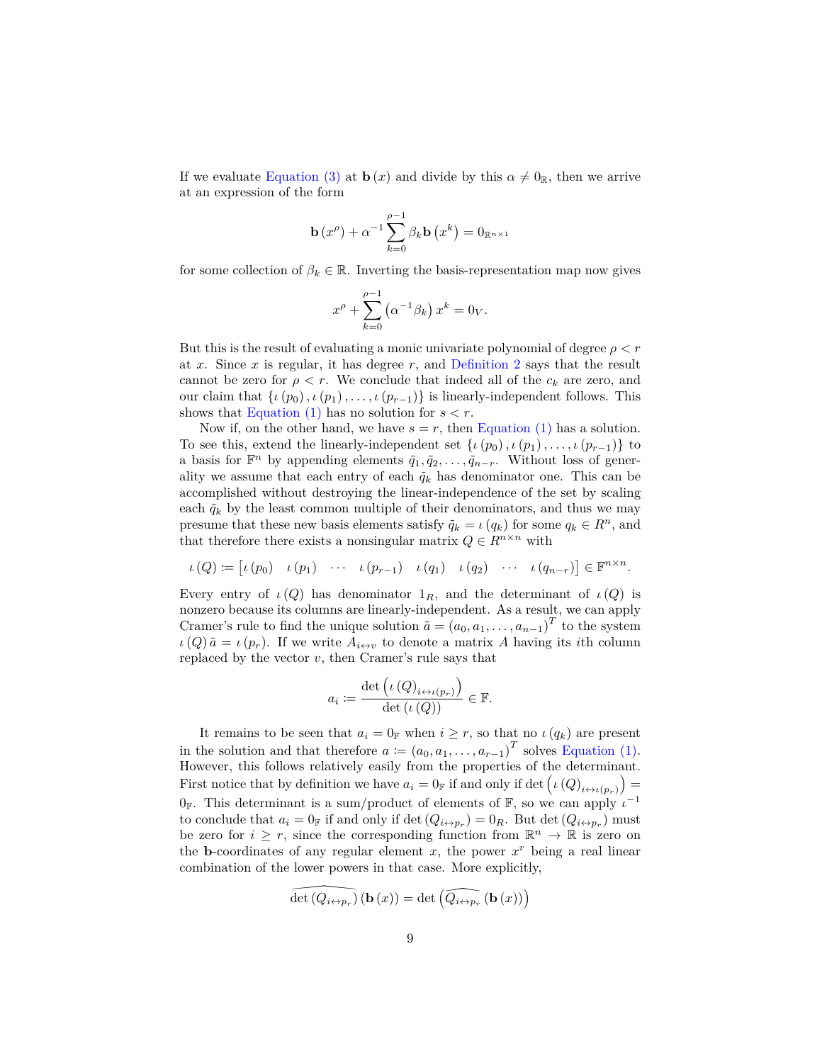If we evaluate Equation (3) at $\mathbf{b}(x)$ and divide by this $\alpha \neq 0_{\mathbb{R}}$, then we arrive at an expression of the form

$$\mathbf{b}(x^{\rho}) + \alpha^{-1} \sum_{k=0}^{\rho-1} \beta_k \mathbf{b}\left(x^k\right) = 0_{\mathbb{R}^{n\times 1}}$$

for some collection of $\beta_k \in \mathbb{R}$. Inverting the basis-representation map now gives

$$x^{\rho} + \sum_{k=0}^{\rho-1} \left(\alpha^{-1}\beta_k\right) x^k = 0_V.$$

But this is the result of evaluating a monic univariate polynomial of degree $\rho < r$ at $x$. Since $x$ is regular, it has degree $r$, and Definition 2 says that the result cannot be zero for $\rho < r$. We conclude that indeed all of the $c_k$ are zero, and our claim that $\{\iota(p_0), \iota(p_1), \ldots, \iota(p_{r-1})\}$ is linearly-independent follows. This shows that Equation (1) has no solution for $s < r$.

Now if, on the other hand, we have $s = r$, then Equation (1) has a solution. To see this, extend the linearly-independent set $\{\iota(p_0), \iota(p_1), \ldots, \iota(p_{r-1})\}$ to a basis for $\mathbb{F}^n$ by appending elements $\tilde{q}_1, \tilde{q}_2, \ldots, \tilde{q}_{n-r}$. Without loss of generality we assume that each entry of each $\tilde{q}_k$ has denominator one. This can be accomplished without destroying the linear-independence of the set by scaling each $\tilde{q}_k$ by the least common multiple of their denominators, and thus we may presume that these new basis elements satisfy $\tilde{q}_k = \iota(q_k)$ for some $q_k \in R^n$, and that therefore there exists a nonsingular matrix $Q \in R^{n\times n}$ with

$$\iota(Q) := \begin{bmatrix} \iota(p_0) & \iota(p_1) & \cdots & \iota(p_{r-1}) & \iota(q_1) & \iota(q_2) & \cdots & \iota(q_{n-r}) \end{bmatrix} \in \mathbb{F}^{n\times n}.$$

Every entry of $\iota(Q)$ has denominator $1_R$, and the determinant of $\iota(Q)$ is nonzero because its columns are linearly-independent. As a result, we can apply Cramer's rule to find the unique solution $\tilde{a} = (a_0, a_1, \ldots, a_{n-1})^T$ to the system $\iota(Q)\,\tilde{a} = \iota(p_r)$. If we write $A_{i\leftrightarrow v}$ to denote a matrix $A$ having its $i$th column replaced by the vector $v$, then Cramer's rule says that

$$a_i := \frac{\det\left(\iota(Q)_{i\leftrightarrow\iota(p_r)}\right)}{\det(\iota(Q))} \in \mathbb{F}.$$

It remains to be seen that $a_i = 0_{\mathbb{F}}$ when $i \geq r$, so that no $\iota(q_k)$ are present in the solution and that therefore $a := (a_0, a_1, \ldots, a_{r-1})^T$ solves Equation (1). However, this follows relatively easily from the properties of the determinant. First notice that by definition we have $a_i = 0_{\mathbb{F}}$ if and only if $\det\left(\iota(Q)_{i\leftrightarrow\iota(p_r)}\right) = 0_{\mathbb{F}}$. This determinant is a sum/product of elements of $\mathbb{F}$, so we can apply $\iota^{-1}$ to conclude that $a_i = 0_{\mathbb{F}}$ if and only if $\det\left(Q_{i\leftrightarrow p_r}\right) = 0_R$. But $\det\left(Q_{i\leftrightarrow p_r}\right)$ must be zero for $i \geq r$, since the corresponding function from $\mathbb{R}^n \to \mathbb{R}$ is zero on the $\mathbf{b}$-coordinates of any regular element $x$, the power $x^r$ being a real linear combination of the lower powers in that case. More explicitly,

$$\widehat{\det\left(Q_{i\leftrightarrow p_r}\right)}(\mathbf{b}(x)) = \det\left(\widehat{Q_{i\leftrightarrow p_r}}(\mathbf{b}(x))\right)$$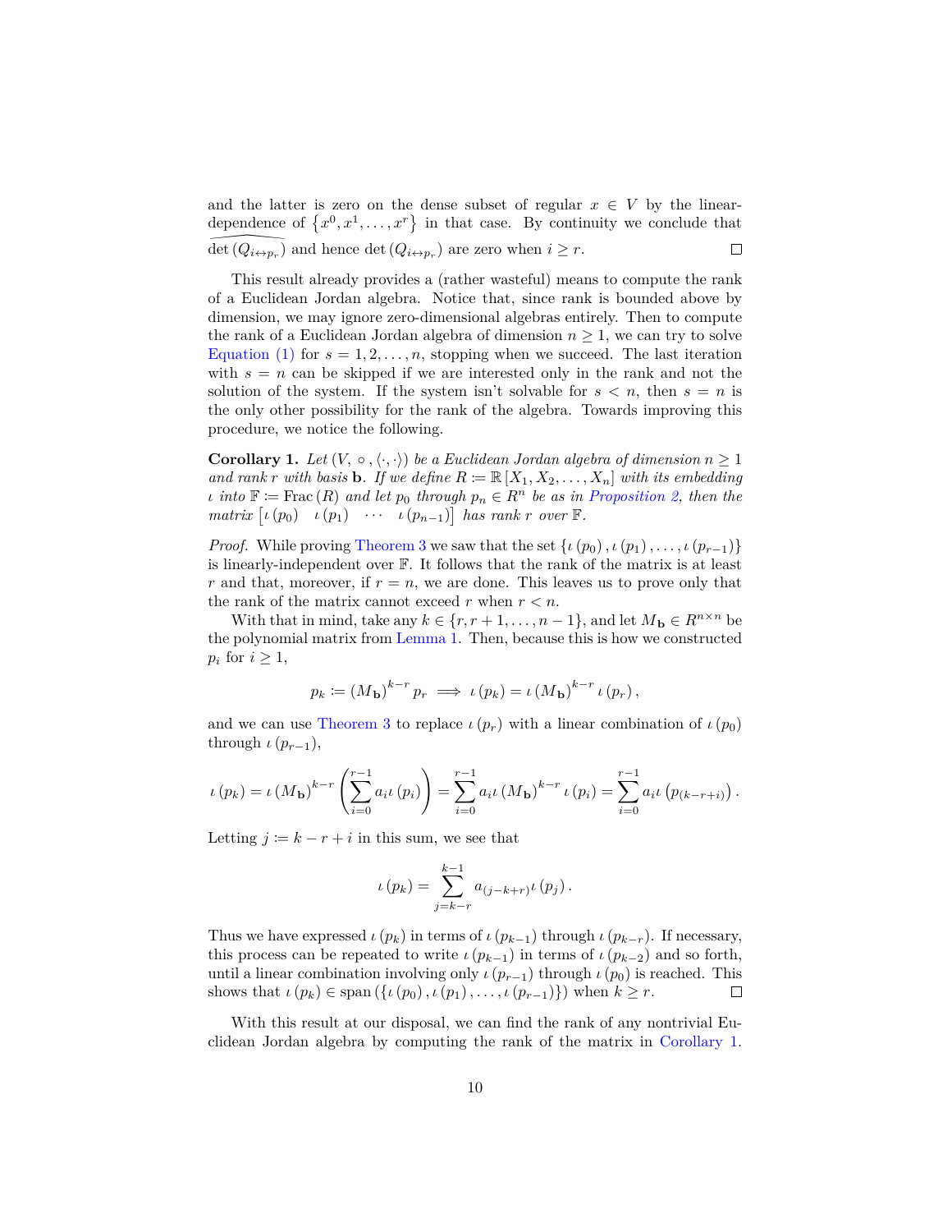and the latter is zero on the dense subset of regular $x \in V$ by the linear-dependence of $\{x^0, x^1, \ldots, x^r\}$ in that case. By continuity we conclude that $\widehat{\det(Q_{i \leftrightarrow p_r})}$ and hence $\det(Q_{i \leftrightarrow p_r})$ are zero when $i \geq r$. ∎

This result already provides a (rather wasteful) means to compute the rank of a Euclidean Jordan algebra. Notice that, since rank is bounded above by dimension, we may ignore zero-dimensional algebras entirely. Then to compute the rank of a Euclidean Jordan algebra of dimension $n \geq 1$, we can try to solve Equation (1) for $s = 1, 2, \ldots, n$, stopping when we succeed. The last iteration with $s = n$ can be skipped if we are interested only in the rank and not the solution of the system. If the system isn't solvable for $s < n$, then $s = n$ is the only other possibility for the rank of the algebra. Towards improving this procedure, we notice the following.

**Corollary 1.** *Let $(V, \circ, \langle\cdot,\cdot\rangle)$ be a Euclidean Jordan algebra of dimension $n \geq 1$ and rank $r$ with basis $\mathbf{b}$. If we define $R \coloneqq \mathbb{R}[X_1, X_2, \ldots, X_n]$ with its embedding $\iota$ into $\mathbb{F} \coloneqq \operatorname{Frac}(R)$ and let $p_0$ through $p_n \in R^n$ be as in Proposition 2, then the matrix $\begin{bmatrix} \iota(p_0) & \iota(p_1) & \cdots & \iota(p_{n-1}) \end{bmatrix}$ has rank $r$ over $\mathbb{F}$.*

*Proof.* While proving Theorem 3 we saw that the set $\{\iota(p_0), \iota(p_1), \ldots, \iota(p_{r-1})\}$ is linearly-independent over $\mathbb{F}$. It follows that the rank of the matrix is at least $r$ and that, moreover, if $r = n$, we are done. This leaves us to prove only that the rank of the matrix cannot exceed $r$ when $r < n$.

With that in mind, take any $k \in \{r, r+1, \ldots, n-1\}$, and let $M_{\mathbf{b}} \in R^{n \times n}$ be the polynomial matrix from Lemma 1. Then, because this is how we constructed $p_i$ for $i \geq 1$,

$$p_k \coloneqq (M_{\mathbf{b}})^{k-r} p_r \implies \iota(p_k) = \iota(M_{\mathbf{b}})^{k-r} \iota(p_r),$$

and we can use Theorem 3 to replace $\iota(p_r)$ with a linear combination of $\iota(p_0)$ through $\iota(p_{r-1})$,

$$\iota(p_k) = \iota(M_{\mathbf{b}})^{k-r} \left( \sum_{i=0}^{r-1} a_i \iota(p_i) \right) = \sum_{i=0}^{r-1} a_i \iota(M_{\mathbf{b}})^{k-r} \iota(p_i) = \sum_{i=0}^{r-1} a_i \iota\left(p_{(k-r+i)}\right).$$

Letting $j \coloneqq k - r + i$ in this sum, we see that

$$\iota(p_k) = \sum_{j=k-r}^{k-1} a_{(j-k+r)} \iota(p_j).$$

Thus we have expressed $\iota(p_k)$ in terms of $\iota(p_{k-1})$ through $\iota(p_{k-r})$. If necessary, this process can be repeated to write $\iota(p_{k-1})$ in terms of $\iota(p_{k-2})$ and so forth, until a linear combination involving only $\iota(p_{r-1})$ through $\iota(p_0)$ is reached. This shows that $\iota(p_k) \in \operatorname{span}(\{\iota(p_0), \iota(p_1), \ldots, \iota(p_{r-1})\})$ when $k \geq r$. ∎

With this result at our disposal, we can find the rank of any nontrivial Euclidean Jordan algebra by computing the rank of the matrix in Corollary 1.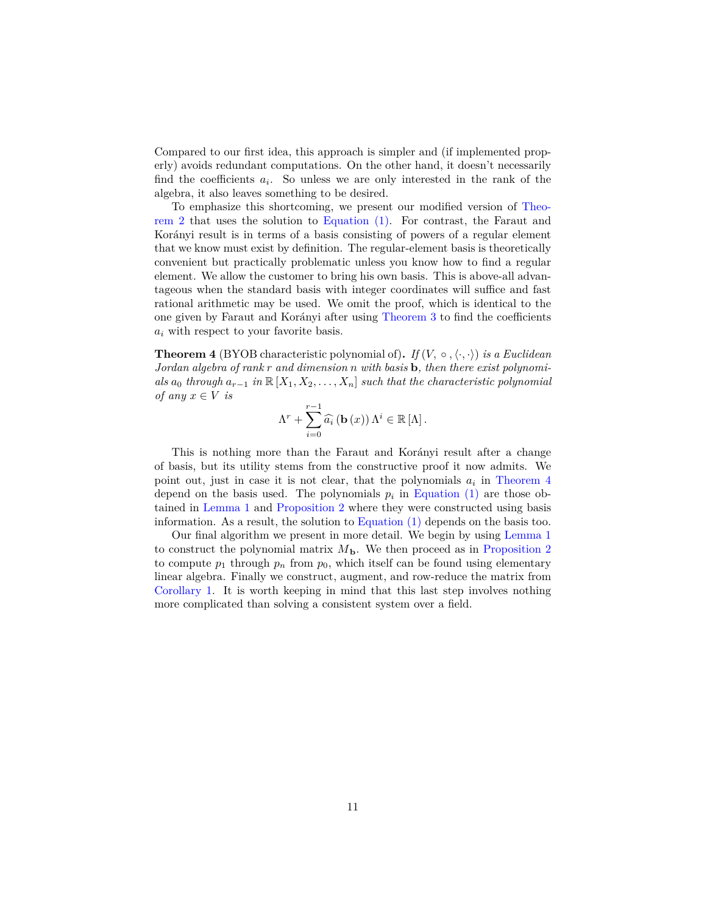Compared to our first idea, this approach is simpler and (if implemented properly) avoids redundant computations. On the other hand, it doesn't necessarily find the coefficients $a_i$. So unless we are only interested in the rank of the algebra, it also leaves something to be desired.

To emphasize this shortcoming, we present our modified version of Theorem 2 that uses the solution to Equation (1). For contrast, the Faraut and Korányi result is in terms of a basis consisting of powers of a regular element that we know must exist by definition. The regular-element basis is theoretically convenient but practically problematic unless you know how to find a regular element. We allow the customer to bring his own basis. This is above-all advantageous when the standard basis with integer coordinates will suffice and fast rational arithmetic may be used. We omit the proof, which is identical to the one given by Faraut and Korányi after using Theorem 3 to find the coefficients $a_i$ with respect to your favorite basis.

**Theorem 4** (BYOB characteristic polynomial of)**.** *If $(V, \circ, \langle \cdot, \cdot \rangle)$ is a Euclidean Jordan algebra of rank $r$ and dimension $n$ with basis $\mathbf{b}$, then there exist polynomials $a_0$ through $a_{r-1}$ in $\mathbb{R}[X_1, X_2, \ldots, X_n]$ such that the characteristic polynomial of any $x \in V$ is*

$$\Lambda^r + \sum_{i=0}^{r-1} \widehat{a_i}(\mathbf{b}(x)) \Lambda^i \in \mathbb{R}[\Lambda].$$

This is nothing more than the Faraut and Korányi result after a change of basis, but its utility stems from the constructive proof it now admits. We point out, just in case it is not clear, that the polynomials $a_i$ in Theorem 4 depend on the basis used. The polynomials $p_i$ in Equation (1) are those obtained in Lemma 1 and Proposition 2 where they were constructed using basis information. As a result, the solution to Equation (1) depends on the basis too.

Our final algorithm we present in more detail. We begin by using Lemma 1 to construct the polynomial matrix $M_{\mathbf{b}}$. We then proceed as in Proposition 2 to compute $p_1$ through $p_n$ from $p_0$, which itself can be found using elementary linear algebra. Finally we construct, augment, and row-reduce the matrix from Corollary 1. It is worth keeping in mind that this last step involves nothing more complicated than solving a consistent system over a field.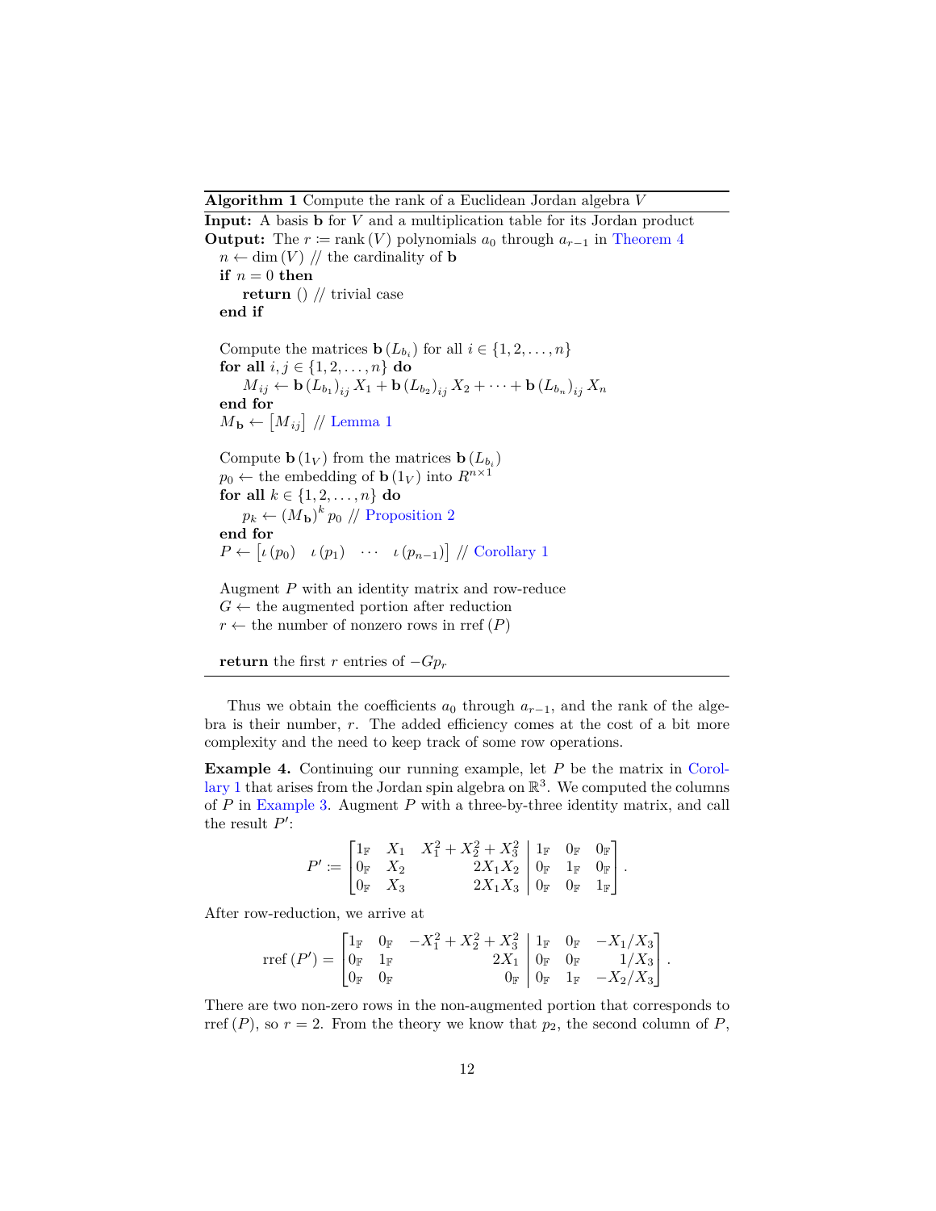**Algorithm 1** Compute the rank of a Euclidean Jordan algebra $V$

**Input:** A basis $\mathbf{b}$ for $V$ and a multiplication table for its Jordan product
**Output:** The $r \coloneqq \operatorname{rank}(V)$ polynomials $a_0$ through $a_{r-1}$ in Theorem 4

```
n ← dim(V) // the cardinality of b
if n = 0 then
    return () // trivial case
end if

Compute the matrices b(L_{b_i}) for all i ∈ {1, 2, ..., n}
for all i, j ∈ {1, 2, ..., n} do
    M_{ij} ← b(L_{b_1})_{ij} X_1 + b(L_{b_2})_{ij} X_2 + ··· + b(L_{b_n})_{ij} X_n
end for
M_b ← [M_{ij}] // Lemma 1

Compute b(1_V) from the matrices b(L_{b_i})
p_0 ← the embedding of b(1_V) into R^{n×1}
for all k ∈ {1, 2, ..., n} do
    p_k ← (M_b)^k p_0 // Proposition 2
end for
P ← [ι(p_0)  ι(p_1)  ···  ι(p_{n-1})] // Corollary 1

Augment P with an identity matrix and row-reduce
G ← the augmented portion after reduction
r ← the number of nonzero rows in rref(P)

return the first r entries of −G p_r
```

Thus we obtain the coefficients $a_0$ through $a_{r-1}$, and the rank of the algebra is their number, $r$. The added efficiency comes at the cost of a bit more complexity and the need to keep track of some row operations.

**Example 4.** Continuing our running example, let $P$ be the matrix in Corollary 1 that arises from the Jordan spin algebra on $\mathbb{R}^3$. We computed the columns of $P$ in Example 3. Augment $P$ with a three-by-three identity matrix, and call the result $P'$:

$$P' \coloneqq \left[\begin{array}{ccc|ccc} 1_{\mathbb{F}} & X_1 & X_1^2 + X_2^2 + X_3^2 & 1_{\mathbb{F}} & 0_{\mathbb{F}} & 0_{\mathbb{F}} \\ 0_{\mathbb{F}} & X_2 & 2X_1X_2 & 0_{\mathbb{F}} & 1_{\mathbb{F}} & 0_{\mathbb{F}} \\ 0_{\mathbb{F}} & X_3 & 2X_1X_3 & 0_{\mathbb{F}} & 0_{\mathbb{F}} & 1_{\mathbb{F}} \end{array}\right].$$

After row-reduction, we arrive at

$$\operatorname{rref}(P') = \left[\begin{array}{ccc|ccc} 1_{\mathbb{F}} & 0_{\mathbb{F}} & -X_1^2 + X_2^2 + X_3^2 & 1_{\mathbb{F}} & 0_{\mathbb{F}} & -X_1/X_3 \\ 0_{\mathbb{F}} & 1_{\mathbb{F}} & 2X_1 & 0_{\mathbb{F}} & 0_{\mathbb{F}} & 1/X_3 \\ 0_{\mathbb{F}} & 0_{\mathbb{F}} & 0_{\mathbb{F}} & 0_{\mathbb{F}} & 1_{\mathbb{F}} & -X_2/X_3 \end{array}\right].$$

There are two non-zero rows in the non-augmented portion that corresponds to $\operatorname{rref}(P)$, so $r = 2$. From the theory we know that $p_2$, the second column of $P$,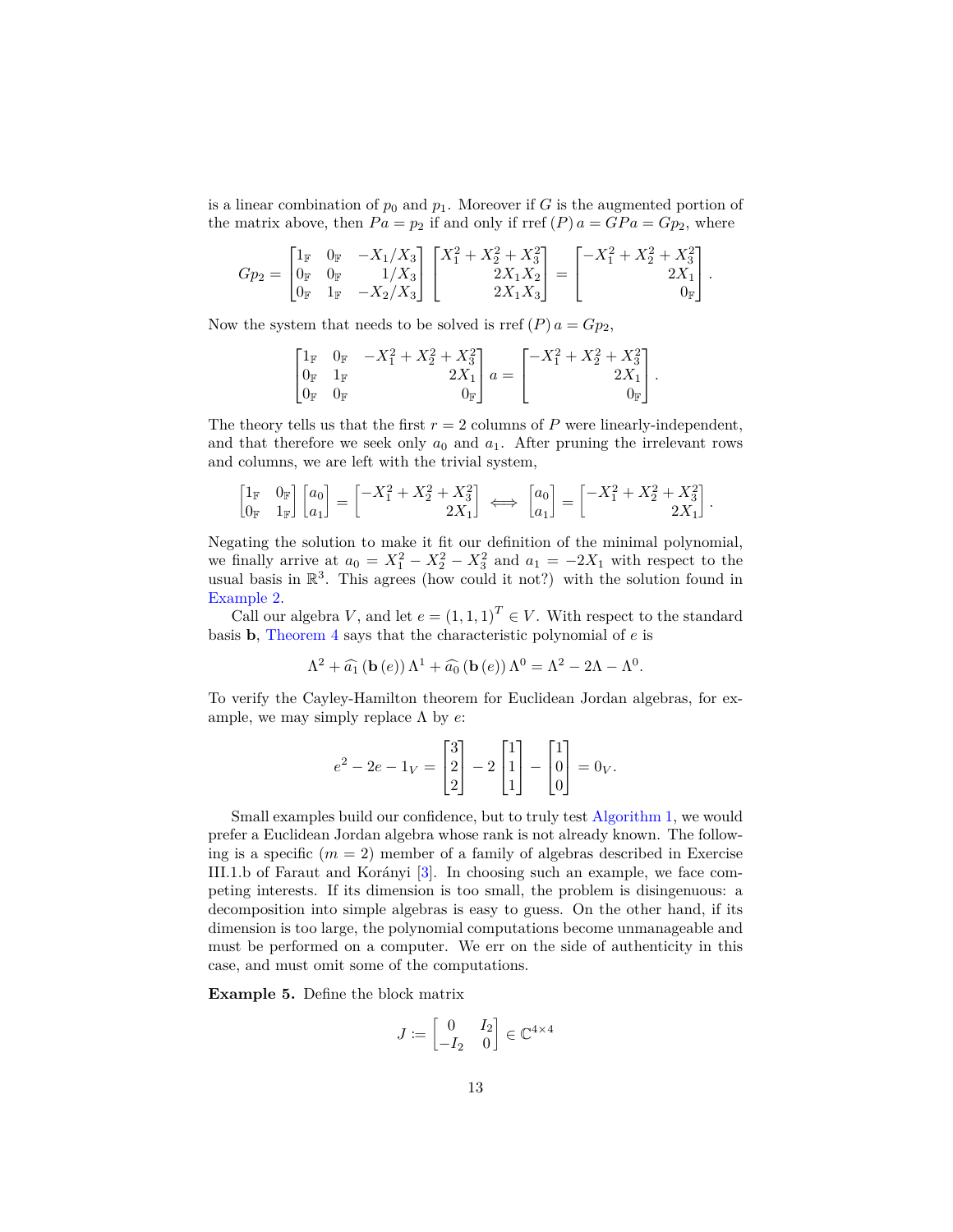is a linear combination of $p_0$ and $p_1$. Moreover if $G$ is the augmented portion of the matrix above, then $Pa = p_2$ if and only if $\operatorname{rref}(P)\, a = GPa = Gp_2$, where

$$Gp_2 = \begin{bmatrix} 1_{\mathbb{F}} & 0_{\mathbb{F}} & -X_1/X_3 \\ 0_{\mathbb{F}} & 0_{\mathbb{F}} & 1/X_3 \\ 0_{\mathbb{F}} & 1_{\mathbb{F}} & -X_2/X_3 \end{bmatrix} \begin{bmatrix} X_1^2 + X_2^2 + X_3^2 \\ 2X_1X_2 \\ 2X_1X_3 \end{bmatrix} = \begin{bmatrix} -X_1^2 + X_2^2 + X_3^2 \\ 2X_1 \\ 0_{\mathbb{F}} \end{bmatrix}.$$

Now the system that needs to be solved is $\operatorname{rref}(P)\, a = Gp_2$,

$$\begin{bmatrix} 1_{\mathbb{F}} & 0_{\mathbb{F}} & -X_1^2 + X_2^2 + X_3^2 \\ 0_{\mathbb{F}} & 1_{\mathbb{F}} & 2X_1 \\ 0_{\mathbb{F}} & 0_{\mathbb{F}} & 0_{\mathbb{F}} \end{bmatrix} a = \begin{bmatrix} -X_1^2 + X_2^2 + X_3^2 \\ 2X_1 \\ 0_{\mathbb{F}} \end{bmatrix}.$$

The theory tells us that the first $r = 2$ columns of $P$ were linearly-independent, and that therefore we seek only $a_0$ and $a_1$. After pruning the irrelevant rows and columns, we are left with the trivial system,

$$\begin{bmatrix} 1_{\mathbb{F}} & 0_{\mathbb{F}} \\ 0_{\mathbb{F}} & 1_{\mathbb{F}} \end{bmatrix} \begin{bmatrix} a_0 \\ a_1 \end{bmatrix} = \begin{bmatrix} -X_1^2 + X_2^2 + X_3^2 \\ 2X_1 \end{bmatrix} \iff \begin{bmatrix} a_0 \\ a_1 \end{bmatrix} = \begin{bmatrix} -X_1^2 + X_2^2 + X_3^2 \\ 2X_1 \end{bmatrix}.$$

Negating the solution to make it fit our definition of the minimal polynomial, we finally arrive at $a_0 = X_1^2 - X_2^2 - X_3^2$ and $a_1 = -2X_1$ with respect to the usual basis in $\mathbb{R}^3$. This agrees (how could it not?) with the solution found in Example 2.

Call our algebra $V$, and let $e = (1, 1, 1)^T \in V$. With respect to the standard basis $\mathbf{b}$, Theorem 4 says that the characteristic polynomial of $e$ is

$$\Lambda^2 + \widehat{a_1}(\mathbf{b}(e))\, \Lambda^1 + \widehat{a_0}(\mathbf{b}(e))\, \Lambda^0 = \Lambda^2 - 2\Lambda - \Lambda^0.$$

To verify the Cayley-Hamilton theorem for Euclidean Jordan algebras, for example, we may simply replace $\Lambda$ by $e$:

$$e^2 - 2e - 1_V = \begin{bmatrix} 3 \\ 2 \\ 2 \end{bmatrix} - 2 \begin{bmatrix} 1 \\ 1 \\ 1 \end{bmatrix} - \begin{bmatrix} 1 \\ 0 \\ 0 \end{bmatrix} = 0_V.$$

Small examples build our confidence, but to truly test Algorithm 1, we would prefer a Euclidean Jordan algebra whose rank is not already known. The following is a specific ($m = 2$) member of a family of algebras described in Exercise III.1.b of Faraut and Korányi [3]. In choosing such an example, we face competing interests. If its dimension is too small, the problem is disingenuous: a decomposition into simple algebras is easy to guess. On the other hand, if its dimension is too large, the polynomial computations become unmanageable and must be performed on a computer. We err on the side of authenticity in this case, and must omit some of the computations.

**Example 5.** Define the block matrix

$$J := \begin{bmatrix} 0 & I_2 \\ -I_2 & 0 \end{bmatrix} \in \mathbb{C}^{4 \times 4}$$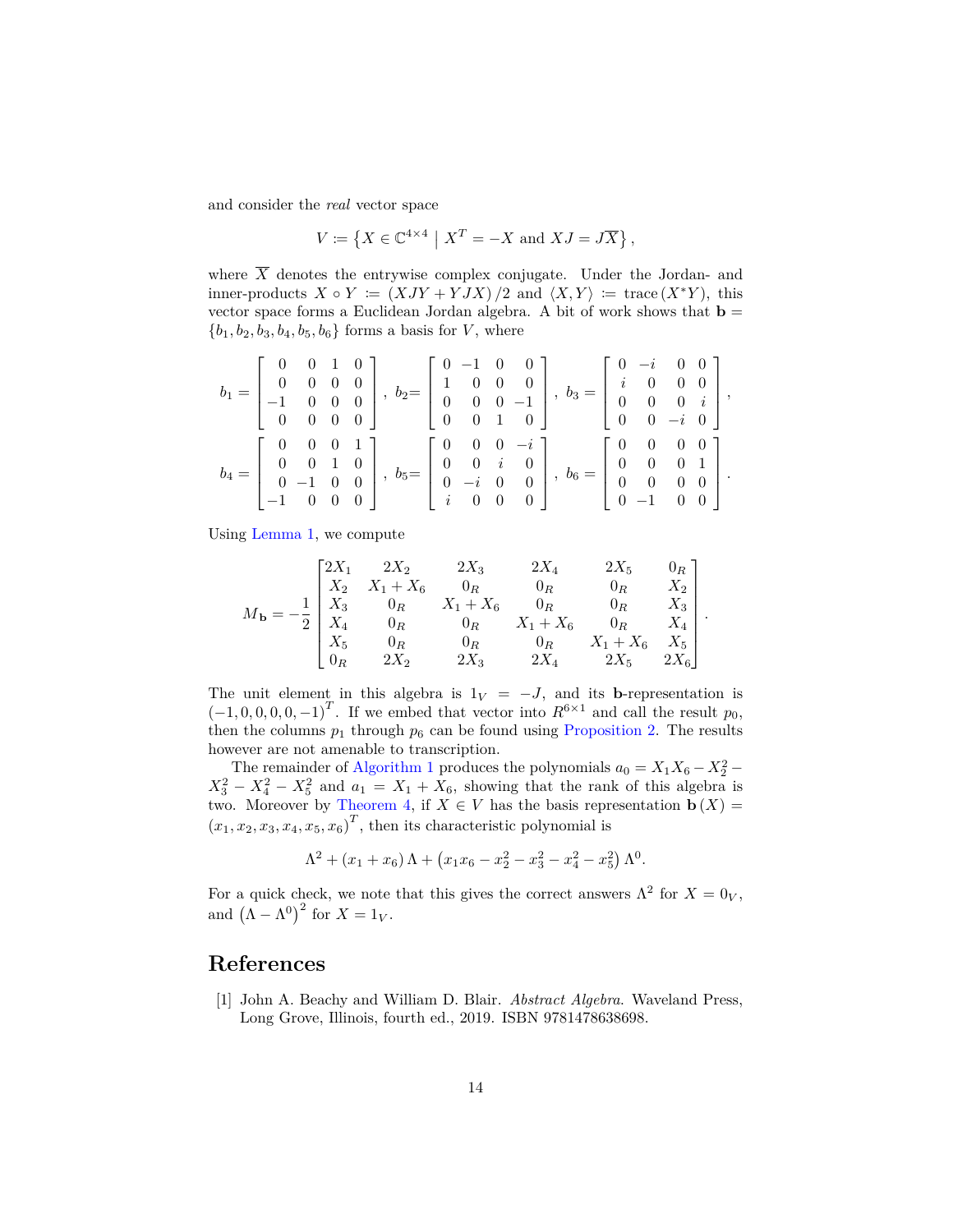and consider the *real* vector space

$$V \coloneqq \left\{ X \in \mathbb{C}^{4\times 4} \;\middle|\; X^T = -X \text{ and } XJ = J\overline{X} \right\},$$

where $\overline{X}$ denotes the entrywise complex conjugate. Under the Jordan- and inner-products $X \circ Y \coloneqq (XJY + YJX)/2$ and $\langle X, Y\rangle \coloneqq \operatorname{trace}(X^* Y)$, this vector space forms a Euclidean Jordan algebra. A bit of work shows that $\mathbf{b} = \{b_1, b_2, b_3, b_4, b_5, b_6\}$ forms a basis for $V$, where

$$b_1 = \begin{bmatrix} 0 & 0 & 1 & 0 \\ 0 & 0 & 0 & 0 \\ -1 & 0 & 0 & 0 \\ 0 & 0 & 0 & 0 \end{bmatrix},\; b_2 = \begin{bmatrix} 0 & -1 & 0 & 0 \\ 1 & 0 & 0 & 0 \\ 0 & 0 & 0 & -1 \\ 0 & 0 & 1 & 0 \end{bmatrix},\; b_3 = \begin{bmatrix} 0 & -i & 0 & 0 \\ i & 0 & 0 & 0 \\ 0 & 0 & 0 & i \\ 0 & 0 & -i & 0 \end{bmatrix},$$

$$b_4 = \begin{bmatrix} 0 & 0 & 0 & 1 \\ 0 & 0 & 1 & 0 \\ 0 & -1 & 0 & 0 \\ -1 & 0 & 0 & 0 \end{bmatrix},\; b_5 = \begin{bmatrix} 0 & 0 & 0 & -i \\ 0 & 0 & i & 0 \\ 0 & -i & 0 & 0 \\ i & 0 & 0 & 0 \end{bmatrix},\; b_6 = \begin{bmatrix} 0 & 0 & 0 & 0 \\ 0 & 0 & 0 & 1 \\ 0 & 0 & 0 & 0 \\ 0 & -1 & 0 & 0 \end{bmatrix}.$$

Using Lemma 1, we compute

$$M_{\mathbf{b}} = -\frac{1}{2}\begin{bmatrix} 2X_1 & 2X_2 & 2X_3 & 2X_4 & 2X_5 & 0_R \\ X_2 & X_1 + X_6 & 0_R & 0_R & 0_R & X_2 \\ X_3 & 0_R & X_1 + X_6 & 0_R & 0_R & X_3 \\ X_4 & 0_R & 0_R & X_1 + X_6 & 0_R & X_4 \\ X_5 & 0_R & 0_R & 0_R & X_1 + X_6 & X_5 \\ 0_R & 2X_2 & 2X_3 & 2X_4 & 2X_5 & 2X_6 \end{bmatrix}.$$

The unit element in this algebra is $1_V = -J$, and its $\mathbf{b}$-representation is $(-1, 0, 0, 0, 0, -1)^T$. If we embed that vector into $R^{6\times 1}$ and call the result $p_0$, then the columns $p_1$ through $p_6$ can be found using Proposition 2. The results however are not amenable to transcription.

The remainder of Algorithm 1 produces the polynomials $a_0 = X_1 X_6 - X_2^2 - X_3^2 - X_4^2 - X_5^2$ and $a_1 = X_1 + X_6$, showing that the rank of this algebra is two. Moreover by Theorem 4, if $X \in V$ has the basis representation $\mathbf{b}(X) = (x_1, x_2, x_3, x_4, x_5, x_6)^T$, then its characteristic polynomial is

$$\Lambda^2 + (x_1 + x_6)\Lambda + \left(x_1 x_6 - x_2^2 - x_3^2 - x_4^2 - x_5^2\right)\Lambda^0.$$

For a quick check, we note that this gives the correct answers $\Lambda^2$ for $X = 0_V$, and $\left(\Lambda - \Lambda^0\right)^2$ for $X = 1_V$.

## References

[1] John A. Beachy and William D. Blair. *Abstract Algebra*. Waveland Press, Long Grove, Illinois, fourth ed., 2019. ISBN 9781478638698.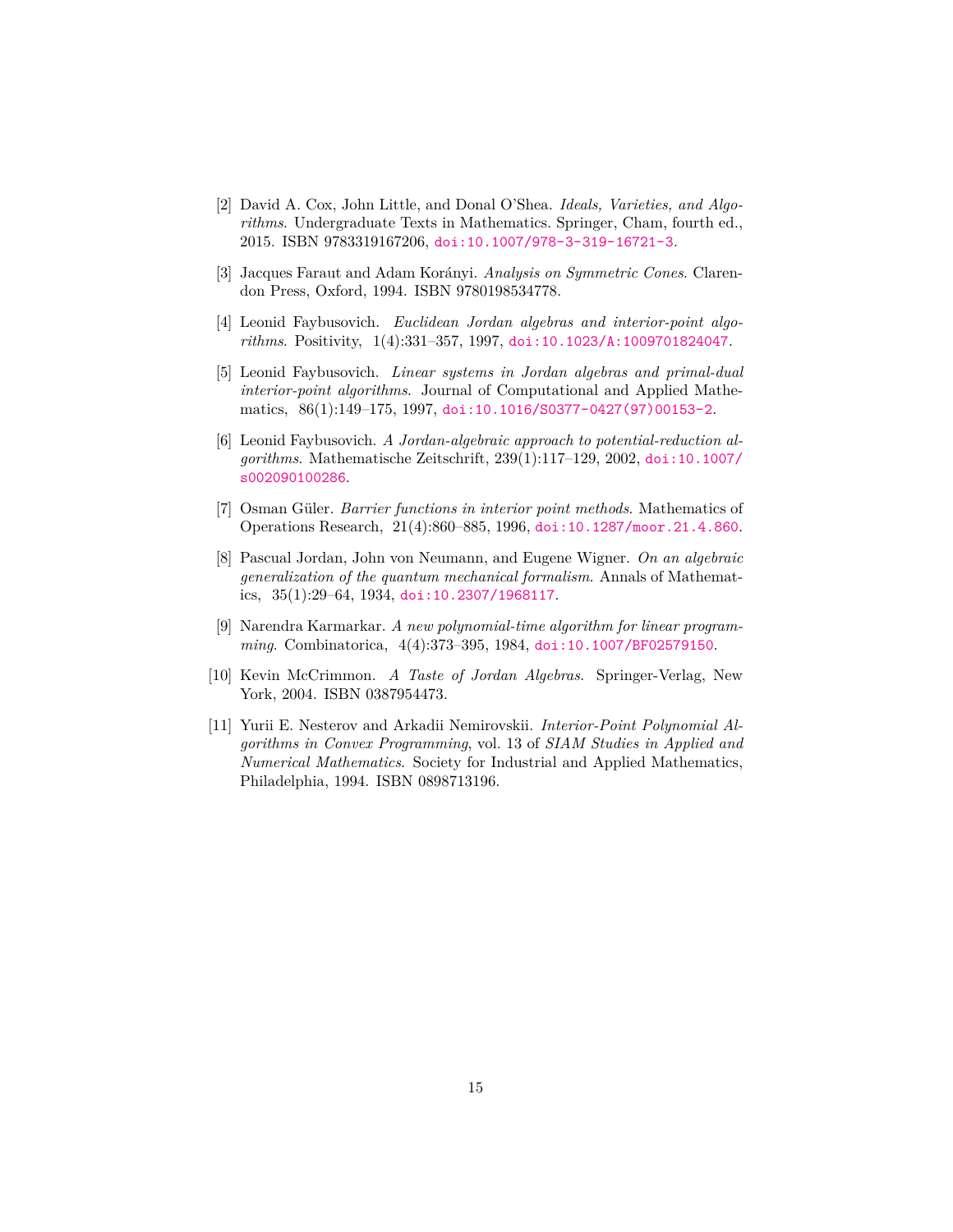[2] David A. Cox, John Little, and Donal O'Shea. *Ideals, Varieties, and Algorithms*. Undergraduate Texts in Mathematics. Springer, Cham, fourth ed., 2015. ISBN 9783319167206, doi:10.1007/978-3-319-16721-3.

[3] Jacques Faraut and Adam Korányi. *Analysis on Symmetric Cones*. Clarendon Press, Oxford, 1994. ISBN 9780198534778.

[4] Leonid Faybusovich. *Euclidean Jordan algebras and interior-point algorithms*. Positivity, 1(4):331–357, 1997, doi:10.1023/A:1009701824047.

[5] Leonid Faybusovich. *Linear systems in Jordan algebras and primal-dual interior-point algorithms*. Journal of Computational and Applied Mathematics, 86(1):149–175, 1997, doi:10.1016/S0377-0427(97)00153-2.

[6] Leonid Faybusovich. *A Jordan-algebraic approach to potential-reduction algorithms*. Mathematische Zeitschrift, 239(1):117–129, 2002, doi:10.1007/s002090100286.

[7] Osman Güler. *Barrier functions in interior point methods*. Mathematics of Operations Research, 21(4):860–885, 1996, doi:10.1287/moor.21.4.860.

[8] Pascual Jordan, John von Neumann, and Eugene Wigner. *On an algebraic generalization of the quantum mechanical formalism*. Annals of Mathematics, 35(1):29–64, 1934, doi:10.2307/1968117.

[9] Narendra Karmarkar. *A new polynomial-time algorithm for linear programming*. Combinatorica, 4(4):373–395, 1984, doi:10.1007/BF02579150.

[10] Kevin McCrimmon. *A Taste of Jordan Algebras*. Springer-Verlag, New York, 2004. ISBN 0387954473.

[11] Yurii E. Nesterov and Arkadii Nemirovskii. *Interior-Point Polynomial Algorithms in Convex Programming*, vol. 13 of *SIAM Studies in Applied and Numerical Mathematics*. Society for Industrial and Applied Mathematics, Philadelphia, 1994. ISBN 0898713196.